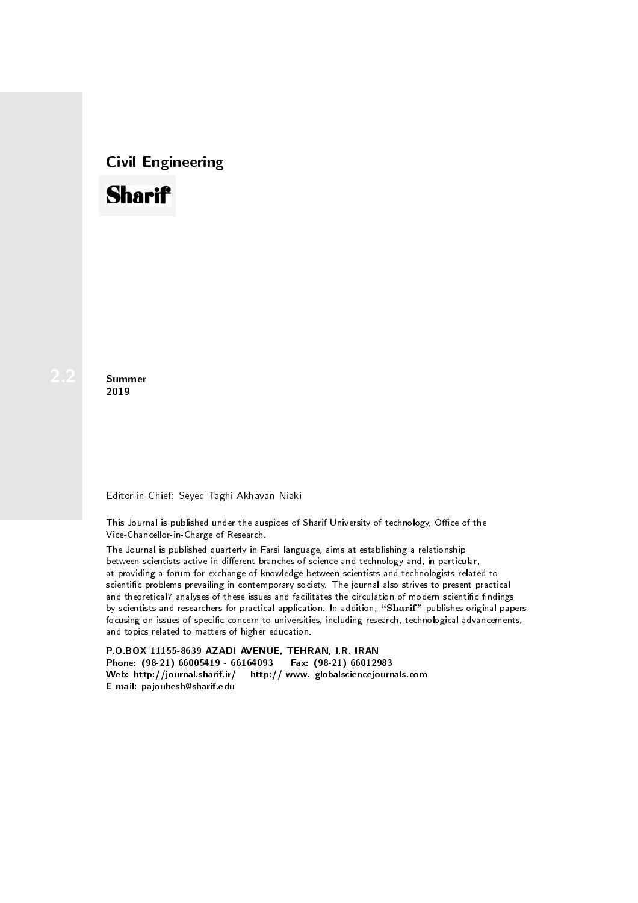# Civil Engineering

**Sharif**

2.2

**Summer**
**2019**

Editor-in-Chief: Seyed Taghi Akhavan Niaki

This Journal is published under the auspices of Sharif University of technology, Office of the Vice-Chancellor-in-Charge of Research.

The Journal is published quarterly in Farsi language, aims at establishing a relationship between scientists active in different branches of science and technology and, in particular, at providing a forum for exchange of knowledge between scientists and technologists related to scientific problems prevailing in contemporary society. The journal also strives to present practical and theoretical7 analyses of these issues and facilitates the circulation of modern scientific findings by scientists and researchers for practical application. In addition, "**Sharif**" publishes original papers focusing on issues of specific concern to universities, including research, technological advancements, and topics related to matters of higher education.

**P.O.BOX 11155-8639 AZADI AVENUE, TEHRAN, I.R. IRAN**
**Phone: (98-21) 66005419 - 66164093 Fax: (98-21) 66012983**
**Web: http://journal.sharif.ir/ http:// www. globalsciencejournals.com**
**E-mail: pajouhesh@sharif.edu**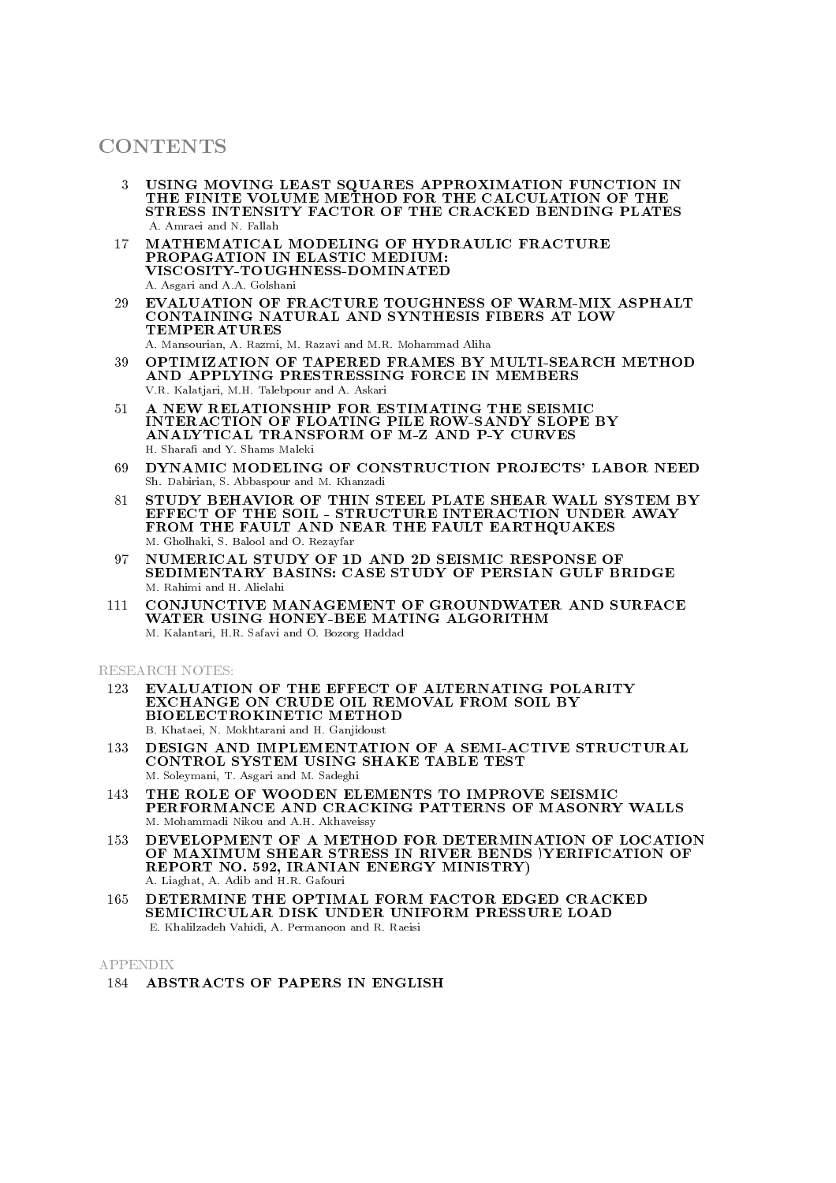# CONTENTS

3 **USING MOVING LEAST SQUARES APPROXIMATION FUNCTION IN THE FINITE VOLUME METHOD FOR THE CALCULATION OF THE STRESS INTENSITY FACTOR OF THE CRACKED BENDING PLATES**
A. Amraei and N. Fallah

17 **MATHEMATICAL MODELING OF HYDRAULIC FRACTURE PROPAGATION IN ELASTIC MEDIUM: VISCOSITY-TOUGHNESS-DOMINATED**
A. Asgari and A.A. Golshani

29 **EVALUATION OF FRACTURE TOUGHNESS OF WARM-MIX ASPHALT CONTAINING NATURAL AND SYNTHESIS FIBERS AT LOW TEMPERATURES**
A. Mansourian, A. Razmi, M. Razavi and M.R. Mohammad Aliha

39 **OPTIMIZATION OF TAPERED FRAMES BY MULTI-SEARCH METHOD AND APPLYING PRESTRESSING FORCE IN MEMBERS**
V.R. Kalatjari, M.H. Talebpour and A. Askari

51 **A NEW RELATIONSHIP FOR ESTIMATING THE SEISMIC INTERACTION OF FLOATING PILE ROW-SANDY SLOPE BY ANALYTICAL TRANSFORM OF M-Z AND P-Y CURVES**
H. Sharafi and Y. Shams Maleki

69 **DYNAMIC MODELING OF CONSTRUCTION PROJECTS' LABOR NEED**
Sh. Dabirian, S. Abbaspour and M. Khanzadi

81 **STUDY BEHAVIOR OF THIN STEEL PLATE SHEAR WALL SYSTEM BY EFFECT OF THE SOIL - STRUCTURE INTERACTION UNDER AWAY FROM THE FAULT AND NEAR THE FAULT EARTHQUAKES**
M. Gholhaki, S. Balool and O. Rezayfar

97 **NUMERICAL STUDY OF 1D AND 2D SEISMIC RESPONSE OF SEDIMENTARY BASINS: CASE STUDY OF PERSIAN GULF BRIDGE**
M. Rahimi and H. Alielahi

111 **CONJUNCTIVE MANAGEMENT OF GROUNDWATER AND SURFACE WATER USING HONEY-BEE MATING ALGORITHM**
M. Kalantari, H.R. Safavi and O. Bozorg Haddad

## RESEARCH NOTES:

123 **EVALUATION OF THE EFFECT OF ALTERNATING POLARITY EXCHANGE ON CRUDE OIL REMOVAL FROM SOIL BY BIOELECTROKINETIC METHOD**
B. Khataei, N. Mokhtarani and H. Ganjidoust

133 **DESIGN AND IMPLEMENTATION OF A SEMI-ACTIVE STRUCTURAL CONTROL SYSTEM USING SHAKE TABLE TEST**
M. Soleymani, T. Asgari and M. Sadeghi

143 **THE ROLE OF WOODEN ELEMENTS TO IMPROVE SEISMIC PERFORMANCE AND CRACKING PATTERNS OF MASONRY WALLS**
M. Mohammadi Nikou and A.H. Akhaveissy

153 **DEVELOPMENT OF A METHOD FOR DETERMINATION OF LOCATION OF MAXIMUM SHEAR STRESS IN RIVER BENDS )YERIFICATION OF REPORT NO. 592, IRANIAN ENERGY MINISTRY)**
A. Liaghat, A. Adib and H.R. Gafouri

165 **DETERMINE THE OPTIMAL FORM FACTOR EDGED CRACKED SEMICIRCULAR DISK UNDER UNIFORM PRESSURE LOAD**
E. Khalilzadeh Vahidi, A. Permanoon and R. Raeisi

## APPENDIX

184 **ABSTRACTS OF PAPERS IN ENGLISH**